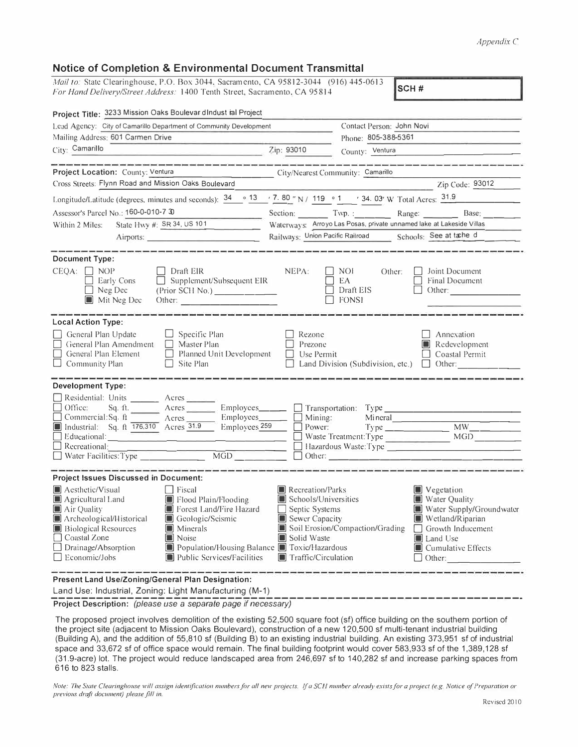*Appendix C*

## Notice of Completion & Environmental Document Transmittal

*Mail to:* State Clearinghouse, P.O. Box 3044, Sacramento, CA 95812-3044 (916) 445-0613
*For Hand Delivery/Street Address:* 1400 Tenth Street, Sacramento, CA 95814

**SCH #**

**Project Title:** 3233 Mission Oaks Boulevard Industrial Project

Lead Agency: City of Camarillo Department of Community Development
Contact Person: John Novi
Mailing Address: 601 Carmen Drive
Phone: 805-388-5361
City: Camarillo Zip: 93010
County: Ventura

**Project Location:** County: Ventura
City/Nearest Community: Camarillo
Cross Streets: Flynn Road and Mission Oaks Boulevard
Zip Code: 93012
Longitude/Latitude (degrees, minutes and seconds): 34 ° 13 ′ 7.80 ″ N / 119 ° 1 ′ 34.03″ W Total Acres: 31.9
Assessor's Parcel No.: 160-0-010-730
Section: ___ Twp.: ___ Range: ___ Base: ___
Within 2 Miles: State Hwy #: SR 34, US 101
Waterways: Arroyo Las Posas, private unnamed lake at Lakeside Villas
Airports: ___
Railways: Union Pacific Railroad
Schools: See attached

**Document Type:**

CEQA:
- ☐ NOP
- ☐ Early Cons
- ☐ Neg Dec
- ■ Mit Neg Dec
- ☐ Draft EIR
- ☐ Supplement/Subsequent EIR (Prior SCH No.) ___
- Other: ___

NEPA:
- ☐ NOI
- ☐ EA
- ☐ Draft EIS
- ☐ FONSI

Other:
- ☐ Joint Document
- ☐ Final Document
- ☐ Other: ___

**Local Action Type:**

- ☐ General Plan Update
- ☐ General Plan Amendment
- ☐ General Plan Element
- ☐ Community Plan
- ☐ Specific Plan
- ☐ Master Plan
- ☐ Planned Unit Development
- ☐ Site Plan
- ☐ Rezone
- ☐ Prezone
- ☐ Use Permit
- ☐ Land Division (Subdivision, etc.)
- ☐ Annexation
- ■ Redevelopment
- ☐ Coastal Permit
- ☐ Other: ___

**Development Type:**

- ☐ Residential: Units ___ Acres ___
- ☐ Office: Sq. ft. ___ Acres ___ Employees ___
- ☐ Commercial: Sq. ft. ___ Acres ___ Employees ___
- ■ Industrial: Sq. ft. 176,310 Acres 31.9 Employees 259
- ☐ Educational: ___
- ☐ Recreational: ___
- ☐ Water Facilities: Type ___ MGD ___
- ☐ Transportation: Type ___
- ☐ Mining: Mineral ___
- ☐ Power: Type ___ MW ___
- ☐ Waste Treatment: Type ___ MGD ___
- ☐ Hazardous Waste: Type ___
- ☐ Other: ___

**Project Issues Discussed in Document:**

- ■ Aesthetic/Visual
- ■ Agricultural Land
- ■ Air Quality
- ■ Archeological/Historical
- ■ Biological Resources
- ☐ Coastal Zone
- ☐ Drainage/Absorption
- ☐ Economic/Jobs
- ☐ Fiscal
- ■ Flood Plain/Flooding
- ■ Forest Land/Fire Hazard
- ■ Geologic/Seismic
- ■ Minerals
- ■ Noise
- ■ Population/Housing Balance
- ■ Public Services/Facilities
- ■ Recreation/Parks
- ■ Schools/Universities
- ☐ Septic Systems
- ■ Sewer Capacity
- ■ Soil Erosion/Compaction/Grading
- ■ Solid Waste
- ■ Toxic/Hazardous
- ■ Traffic/Circulation
- ■ Vegetation
- ■ Water Quality
- ■ Water Supply/Groundwater
- ■ Wetland/Riparian
- ☐ Growth Inducement
- ■ Land Use
- ■ Cumulative Effects
- ☐ Other: ___

**Present Land Use/Zoning/General Plan Designation:**

Land Use: Industrial, Zoning: Light Manufacturing (M-1)

**Project Description:** *(please use a separate page if necessary)*

The proposed project involves demolition of the existing 52,500 square foot (sf) office building on the southern portion of the project site (adjacent to Mission Oaks Boulevard), construction of a new 120,500 sf multi-tenant industrial building (Building A), and the addition of 55,810 sf (Building B) to an existing industrial building. An existing 373,951 sf of industrial space and 33,672 sf of office space would remain. The final building footprint would cover 583,933 sf of the 1,389,128 sf (31.9-acre) lot. The project would reduce landscaped area from 246,697 sf to 140,282 sf and increase parking spaces from 616 to 823 stalls.

*Note: The State Clearinghouse will assign identification numbers for all new projects. If a SCH number already exists for a project (e.g. Notice of Preparation or previous draft document) please fill in.*

Revised 2010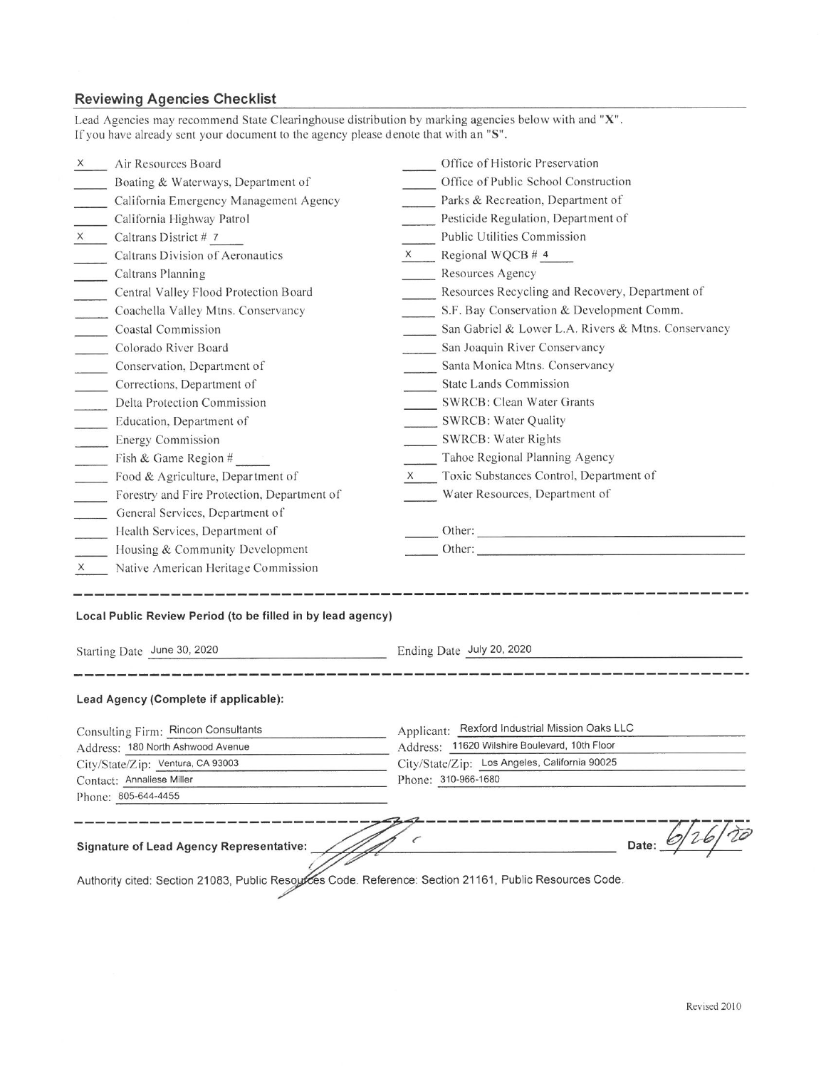## Reviewing Agencies Checklist

Lead Agencies may recommend State Clearinghouse distribution by marking agencies below with and "X".
If you have already sent your document to the agency please denote that with an "S".

- X Air Resources Board
- \_\_\_\_ Boating & Waterways, Department of
- \_\_\_\_ California Emergency Management Agency
- \_\_\_\_ California Highway Patrol
- X Caltrans District # 7
- \_\_\_\_ Caltrans Division of Aeronautics
- \_\_\_\_ Caltrans Planning
- \_\_\_\_ Central Valley Flood Protection Board
- \_\_\_\_ Coachella Valley Mtns. Conservancy
- \_\_\_\_ Coastal Commission
- \_\_\_\_ Colorado River Board
- \_\_\_\_ Conservation, Department of
- \_\_\_\_ Corrections, Department of
- \_\_\_\_ Delta Protection Commission
- \_\_\_\_ Education, Department of
- \_\_\_\_ Energy Commission
- \_\_\_\_ Fish & Game Region # \_\_\_\_
- \_\_\_\_ Food & Agriculture, Department of
- \_\_\_\_ Forestry and Fire Protection, Department of
- \_\_\_\_ General Services, Department of
- \_\_\_\_ Health Services, Department of
- \_\_\_\_ Housing & Community Development
- X Native American Heritage Commission
- \_\_\_\_ Office of Historic Preservation
- \_\_\_\_ Office of Public School Construction
- \_\_\_\_ Parks & Recreation, Department of
- \_\_\_\_ Pesticide Regulation, Department of
- \_\_\_\_ Public Utilities Commission
- X Regional WQCB # 4
- \_\_\_\_ Resources Agency
- \_\_\_\_ Resources Recycling and Recovery, Department of
- \_\_\_\_ S.F. Bay Conservation & Development Comm.
- \_\_\_\_ San Gabriel & Lower L.A. Rivers & Mtns. Conservancy
- \_\_\_\_ San Joaquin River Conservancy
- \_\_\_\_ Santa Monica Mtns. Conservancy
- \_\_\_\_ State Lands Commission
- \_\_\_\_ SWRCB: Clean Water Grants
- \_\_\_\_ SWRCB: Water Quality
- \_\_\_\_ SWRCB: Water Rights
- \_\_\_\_ Tahoe Regional Planning Agency
- X Toxic Substances Control, Department of
- \_\_\_\_ Water Resources, Department of
- \_\_\_\_ Other: \_\_\_\_
- \_\_\_\_ Other: \_\_\_\_

---

**Local Public Review Period (to be filled in by lead agency)**

Starting Date June 30, 2020 Ending Date July 20, 2020

---

**Lead Agency (Complete if applicable):**

Consulting Firm: Rincon Consultants
Address: 180 North Ashwood Avenue
City/State/Zip: Ventura, CA 93003
Contact: Annaliese Miller
Phone: 805-644-4455

Applicant: Rexford Industrial Mission Oaks LLC
Address: 11620 Wilshire Boulevard, 10th Floor
City/State/Zip: Los Angeles, California 90025
Phone: 310-966-1680

---

**Signature of Lead Agency Representative:** [signature] **Date:** 6/26/20

Authority cited: Section 21083, Public Resources Code. Reference: Section 21161, Public Resources Code.

Revised 2010